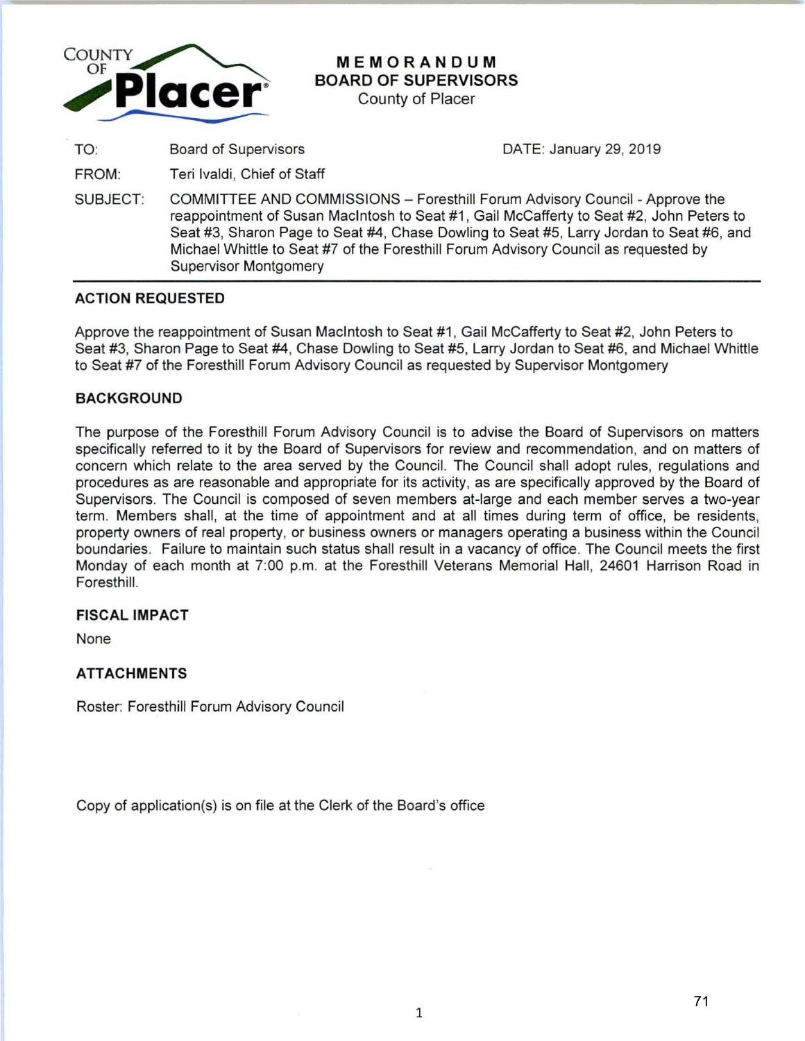COUNTY OF Placer

# MEMORANDUM
## BOARD OF SUPERVISORS
County of Placer

| | | |
|---|---|---|
| TO: | Board of Supervisors | DATE: January 29, 2019 |
| FROM: | Teri Ivaldi, Chief of Staff | |
| SUBJECT: | COMMITTEE AND COMMISSIONS – Foresthill Forum Advisory Council - Approve the reappointment of Susan MacIntosh to Seat #1, Gail McCafferty to Seat #2, John Peters to Seat #3, Sharon Page to Seat #4, Chase Dowling to Seat #5, Larry Jordan to Seat #6, and Michael Whittle to Seat #7 of the Foresthill Forum Advisory Council as requested by Supervisor Montgomery | |

---

### ACTION REQUESTED

Approve the reappointment of Susan MacIntosh to Seat #1, Gail McCafferty to Seat #2, John Peters to Seat #3, Sharon Page to Seat #4, Chase Dowling to Seat #5, Larry Jordan to Seat #6, and Michael Whittle to Seat #7 of the Foresthill Forum Advisory Council as requested by Supervisor Montgomery

### BACKGROUND

The purpose of the Foresthill Forum Advisory Council is to advise the Board of Supervisors on matters specifically referred to it by the Board of Supervisors for review and recommendation, and on matters of concern which relate to the area served by the Council. The Council shall adopt rules, regulations and procedures as are reasonable and appropriate for its activity, as are specifically approved by the Board of Supervisors. The Council is composed of seven members at-large and each member serves a two-year term. Members shall, at the time of appointment and at all times during term of office, be residents, property owners of real property, or business owners or managers operating a business within the Council boundaries. Failure to maintain such status shall result in a vacancy of office. The Council meets the first Monday of each month at 7:00 p.m. at the Foresthill Veterans Memorial Hall, 24601 Harrison Road in Foresthill.

### FISCAL IMPACT

None

### ATTACHMENTS

Roster: Foresthill Forum Advisory Council

Copy of application(s) is on file at the Clerk of the Board's office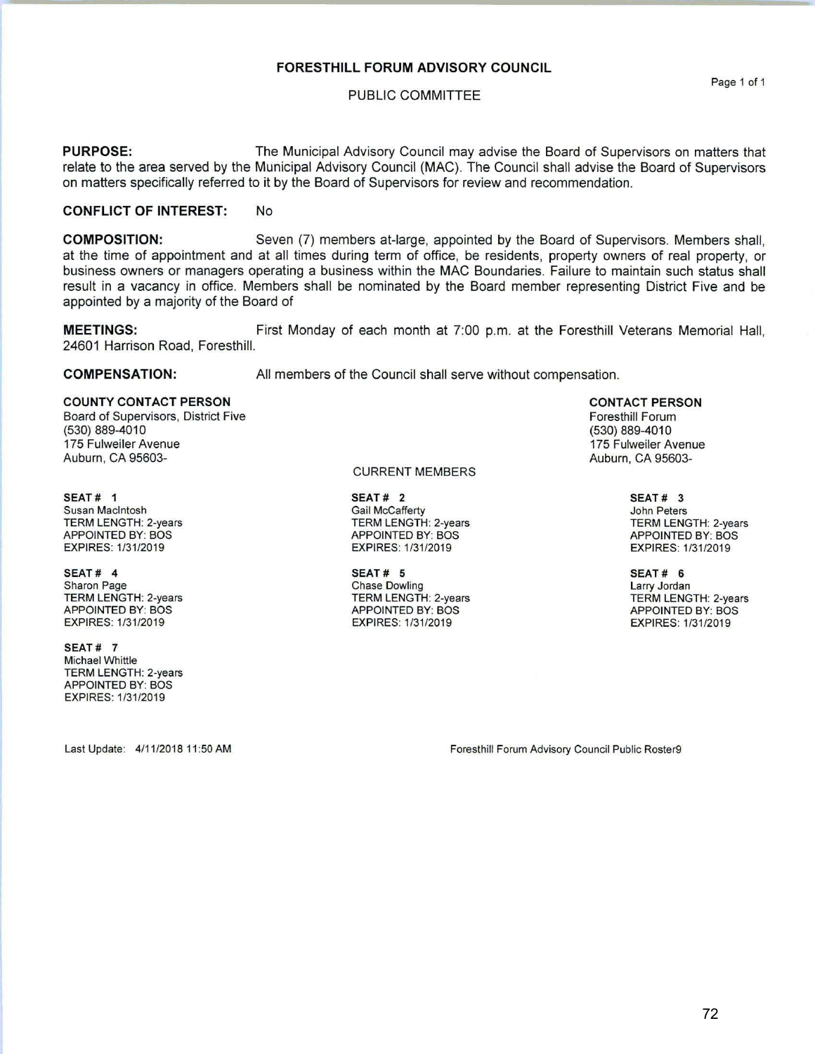# FORESTHILL FORUM ADVISORY COUNCIL

## PUBLIC COMMITTEE

**PURPOSE:** The Municipal Advisory Council may advise the Board of Supervisors on matters that relate to the area served by the Municipal Advisory Council (MAC). The Council shall advise the Board of Supervisors on matters specifically referred to it by the Board of Supervisors for review and recommendation.

**CONFLICT OF INTEREST:** No

**COMPOSITION:** Seven (7) members at-large, appointed by the Board of Supervisors. Members shall, at the time of appointment and at all times during term of office, be residents, property owners of real property, or business owners or managers operating a business within the MAC Boundaries. Failure to maintain such status shall result in a vacancy in office. Members shall be nominated by the Board member representing District Five and be appointed by a majority of the Board of

**MEETINGS:** First Monday of each month at 7:00 p.m. at the Foresthill Veterans Memorial Hall, 24601 Harrison Road, Foresthill.

**COMPENSATION:** All members of the Council shall serve without compensation.

**COUNTY CONTACT PERSON**
Board of Supervisors, District Five
(530) 889-4010
175 Fulweiler Avenue
Auburn, CA 95603-

**CONTACT PERSON**
Foresthill Forum
(530) 889-4010
175 Fulweiler Avenue
Auburn, CA 95603-

CURRENT MEMBERS

**SEAT # 1**
Susan MacIntosh
TERM LENGTH: 2-years
APPOINTED BY: BOS
EXPIRES: 1/31/2019

**SEAT # 2**
Gail McCafferty
TERM LENGTH: 2-years
APPOINTED BY: BOS
EXPIRES: 1/31/2019

**SEAT # 3**
John Peters
TERM LENGTH: 2-years
APPOINTED BY: BOS
EXPIRES: 1/31/2019

**SEAT # 4**
Sharon Page
TERM LENGTH: 2-years
APPOINTED BY: BOS
EXPIRES: 1/31/2019

**SEAT # 5**
Chase Dowling
TERM LENGTH: 2-years
APPOINTED BY: BOS
EXPIRES: 1/31/2019

**SEAT # 6**
Larry Jordan
TERM LENGTH: 2-years
APPOINTED BY: BOS
EXPIRES: 1/31/2019

**SEAT # 7**
Michael Whittle
TERM LENGTH: 2-years
APPOINTED BY: BOS
EXPIRES: 1/31/2019

Last Update: 4/11/2018 11:50 AM

Foresthill Forum Advisory Council Public Roster9